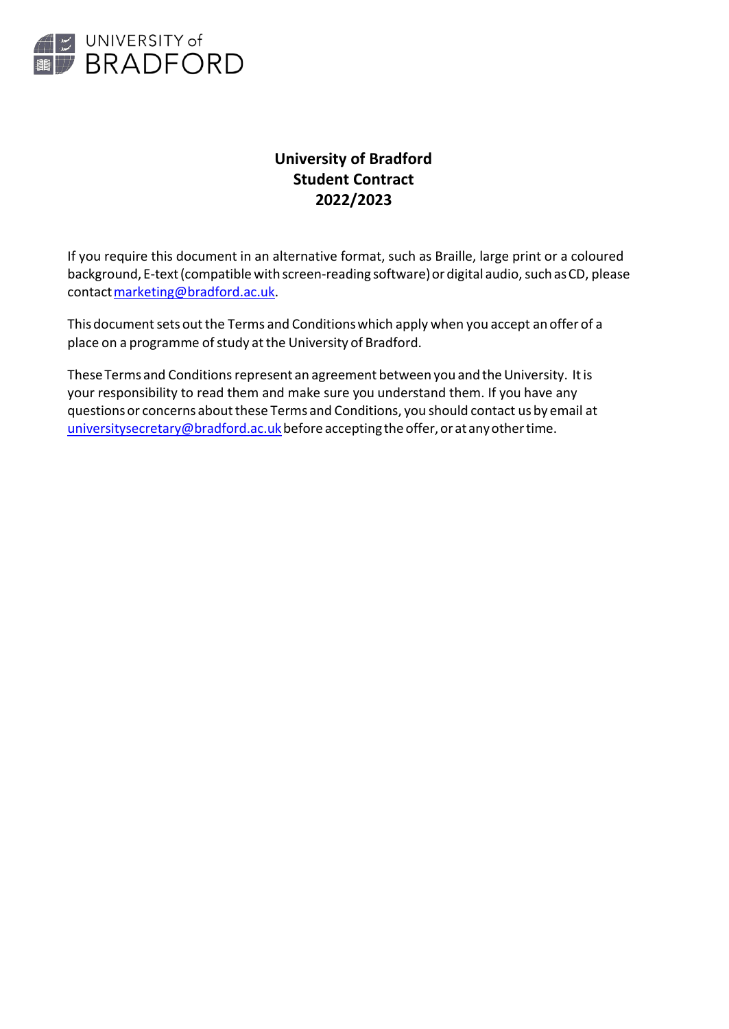# University of Bradford Student Contract 2022/2023

If you require this document in an alternative format, such as Braille, large print or a coloured background, E-text (compatible with screen-reading software) or digital audio, such as CD, please contact marketing@bradford.ac.uk.

This document sets out the Terms and Conditions which apply when you accept an offer of a place on a programme of study at the University of Bradford.

These Terms and Conditions represent an agreement between you and the University. It is your responsibility to read them and make sure you understand them. If you have any questions or concerns about these Terms and Conditions, you should contact us by email at universitysecretary@bradford.ac.uk before accepting the offer, or at any other time.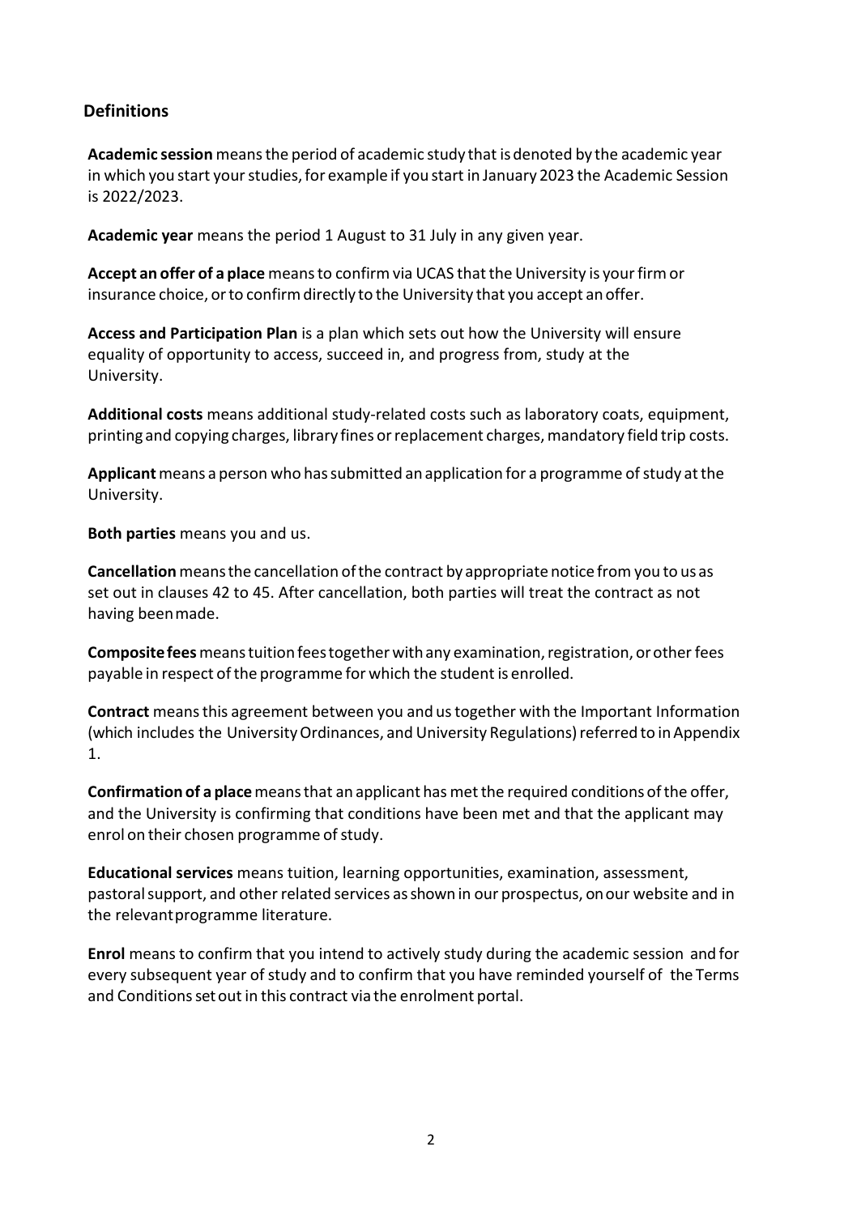## Definitions

**Academic session** means the period of academic study that is denoted by the academic year in which you start your studies, for example if you start in January 2023 the Academic Session is 2022/2023.

**Academic year** means the period 1 August to 31 July in any given year.

**Accept an offer of a place** means to confirm via UCAS that the University is your firm or insurance choice, or to confirm directly to the University that you accept an offer.

**Access and Participation Plan** is a plan which sets out how the University will ensure equality of opportunity to access, succeed in, and progress from, study at the University.

**Additional costs** means additional study-related costs such as laboratory coats, equipment, printing and copying charges, library fines or replacement charges, mandatory field trip costs.

**Applicant** means a person who has submitted an application for a programme of study at the University.

**Both parties** means you and us.

**Cancellation** means the cancellation of the contract by appropriate notice from you to us as set out in clauses 42 to 45. After cancellation, both parties will treat the contract as not having been made.

**Composite fees** means tuition fees together with any examination, registration, or other fees payable in respect of the programme for which the student is enrolled.

**Contract** means this agreement between you and us together with the Important Information (which includes the University Ordinances, and University Regulations) referred to in Appendix 1.

**Confirmation of a place** means that an applicant has met the required conditions of the offer, and the University is confirming that conditions have been met and that the applicant may enrol on their chosen programme of study.

**Educational services** means tuition, learning opportunities, examination, assessment, pastoral support, and other related services as shown in our prospectus, on our website and in the relevant programme literature.

**Enrol** means to confirm that you intend to actively study during the academic session and for every subsequent year of study and to confirm that you have reminded yourself of the Terms and Conditions set out in this contract via the enrolment portal.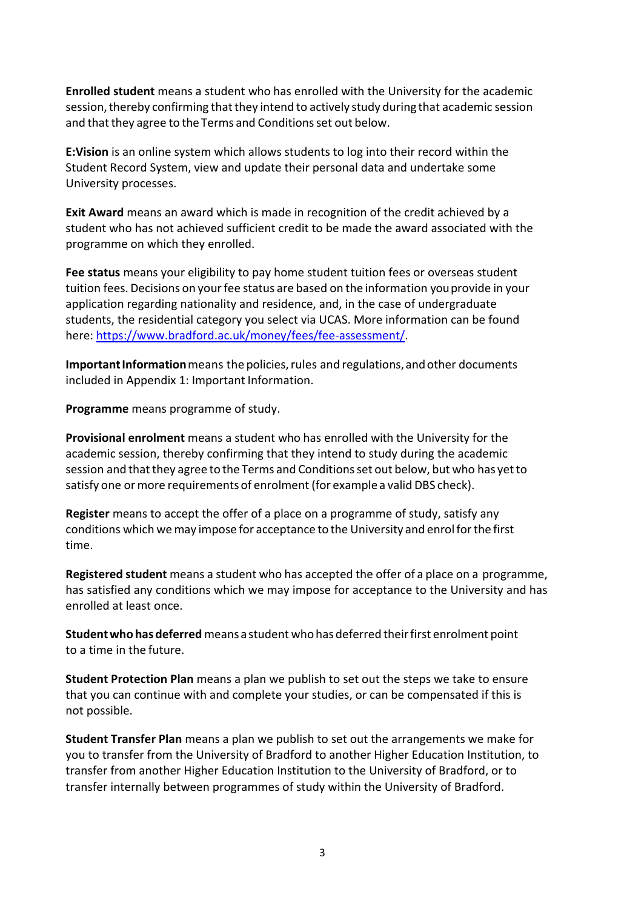**Enrolled student** means a student who has enrolled with the University for the academic session, thereby confirming that they intend to actively study during that academic session and that they agree to the Terms and Conditions set out below.

**E:Vision** is an online system which allows students to log into their record within the Student Record System, view and update their personal data and undertake some University processes.

**Exit Award** means an award which is made in recognition of the credit achieved by a student who has not achieved sufficient credit to be made the award associated with the programme on which they enrolled.

**Fee status** means your eligibility to pay home student tuition fees or overseas student tuition fees. Decisions on your fee status are based on the information you provide in your application regarding nationality and residence, and, in the case of undergraduate students, the residential category you select via UCAS. More information can be found here: [https://www.bradford.ac.uk/money/fees/fee-assessment/](https://www.bradford.ac.uk/money/fees/fee-assessment/).

**Important Information** means the policies, rules and regulations, and other documents included in Appendix 1: Important Information.

**Programme** means programme of study.

**Provisional enrolment** means a student who has enrolled with the University for the academic session, thereby confirming that they intend to study during the academic session and that they agree to the Terms and Conditions set out below, but who has yet to satisfy one or more requirements of enrolment (for example a valid DBS check).

**Register** means to accept the offer of a place on a programme of study, satisfy any conditions which we may impose for acceptance to the University and enrol for the first time.

**Registered student** means a student who has accepted the offer of a place on a programme, has satisfied any conditions which we may impose for acceptance to the University and has enrolled at least once.

**Student who has deferred** means a student who has deferred their first enrolment point to a time in the future.

**Student Protection Plan** means a plan we publish to set out the steps we take to ensure that you can continue with and complete your studies, or can be compensated if this is not possible.

**Student Transfer Plan** means a plan we publish to set out the arrangements we make for you to transfer from the University of Bradford to another Higher Education Institution, to transfer from another Higher Education Institution to the University of Bradford, or to transfer internally between programmes of study within the University of Bradford.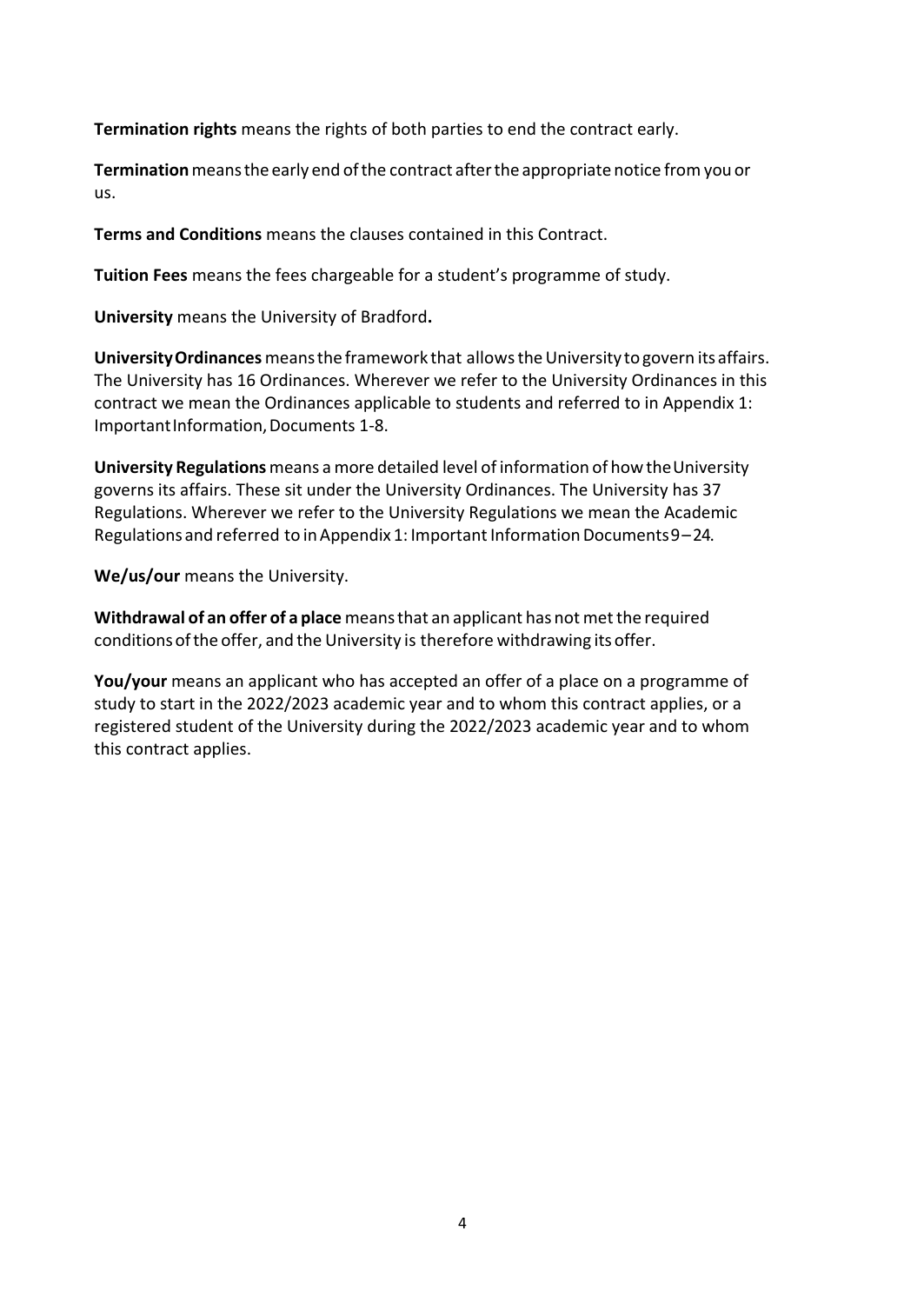**Termination rights** means the rights of both parties to end the contract early.

**Termination** means the early end of the contract after the appropriate notice from you or us.

**Terms and Conditions** means the clauses contained in this Contract.

**Tuition Fees** means the fees chargeable for a student's programme of study.

**University** means the University of Bradford**.**

**University Ordinances** means the framework that allows the University to govern its affairs. The University has 16 Ordinances. Wherever we refer to the University Ordinances in this contract we mean the Ordinances applicable to students and referred to in Appendix 1: Important Information, Documents 1-8.

**University Regulations** means a more detailed level of information of how the University governs its affairs. These sit under the University Ordinances. The University has 37 Regulations. Wherever we refer to the University Regulations we mean the Academic Regulations and referred to in Appendix 1: Important Information Documents 9 – 24.

**We/us/our** means the University.

**Withdrawal of an offer of a place** means that an applicant has not met the required conditions of the offer, and the University is therefore withdrawing its offer.

**You/your** means an applicant who has accepted an offer of a place on a programme of study to start in the 2022/2023 academic year and to whom this contract applies, or a registered student of the University during the 2022/2023 academic year and to whom this contract applies.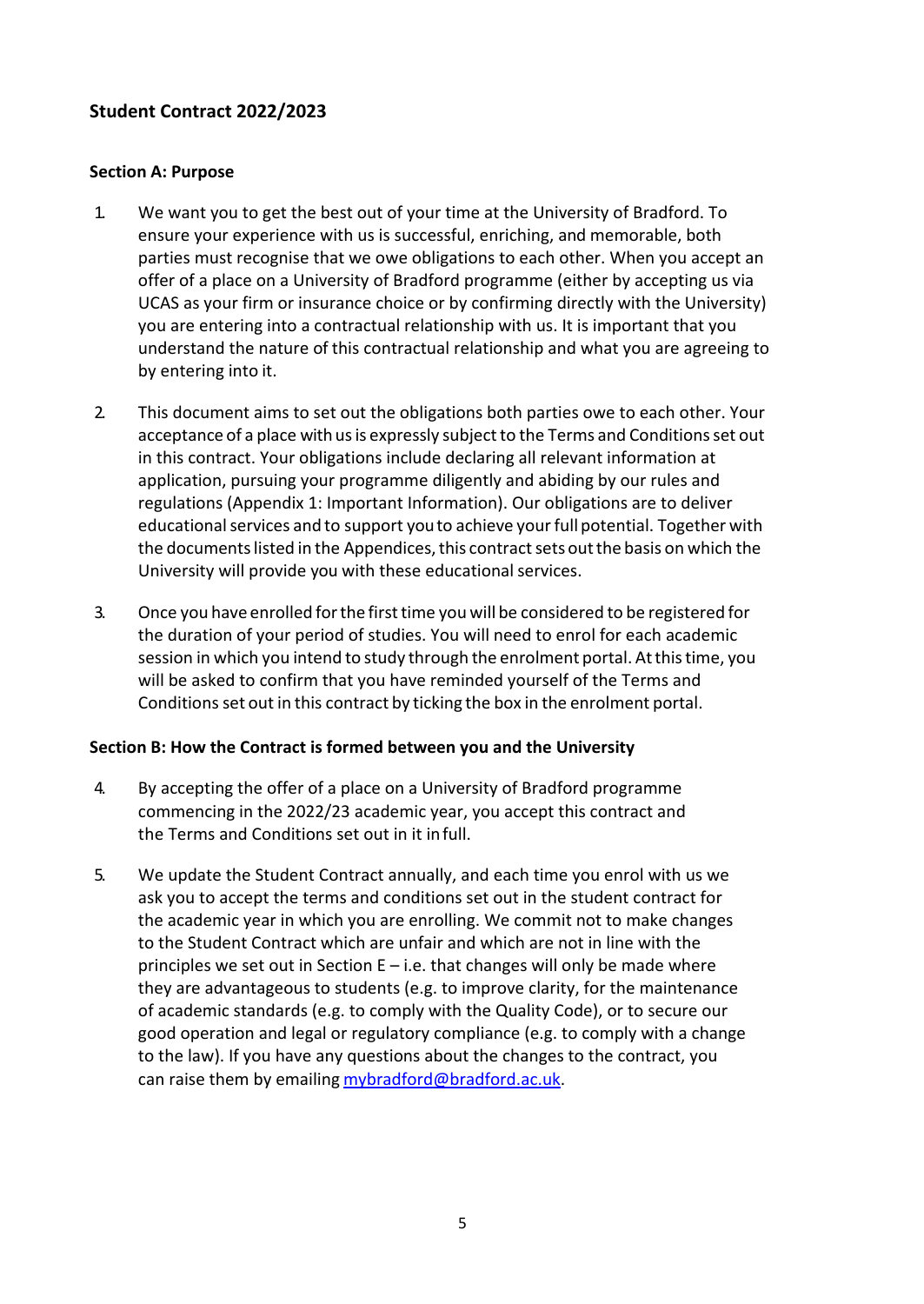## Student Contract 2022/2023

### Section A: Purpose

1. We want you to get the best out of your time at the University of Bradford. To ensure your experience with us is successful, enriching, and memorable, both parties must recognise that we owe obligations to each other. When you accept an offer of a place on a University of Bradford programme (either by accepting us via UCAS as your firm or insurance choice or by confirming directly with the University) you are entering into a contractual relationship with us. It is important that you understand the nature of this contractual relationship and what you are agreeing to by entering into it.

2. This document aims to set out the obligations both parties owe to each other. Your acceptance of a place with us is expressly subject to the Terms and Conditions set out in this contract. Your obligations include declaring all relevant information at application, pursuing your programme diligently and abiding by our rules and regulations (Appendix 1: Important Information). Our obligations are to deliver educational services and to support you to achieve your full potential. Together with the documents listed in the Appendices, this contract sets out the basis on which the University will provide you with these educational services.

3. Once you have enrolled for the first time you will be considered to be registered for the duration of your period of studies. You will need to enrol for each academic session in which you intend to study through the enrolment portal. At this time, you will be asked to confirm that you have reminded yourself of the Terms and Conditions set out in this contract by ticking the box in the enrolment portal.

### Section B: How the Contract is formed between you and the University

4. By accepting the offer of a place on a University of Bradford programme commencing in the 2022/23 academic year, you accept this contract and the Terms and Conditions set out in it in full.

5. We update the Student Contract annually, and each time you enrol with us we ask you to accept the terms and conditions set out in the student contract for the academic year in which you are enrolling. We commit not to make changes to the Student Contract which are unfair and which are not in line with the principles we set out in Section E – i.e. that changes will only be made where they are advantageous to students (e.g. to improve clarity, for the maintenance of academic standards (e.g. to comply with the Quality Code), or to secure our good operation and legal or regulatory compliance (e.g. to comply with a change to the law). If you have any questions about the changes to the contract, you can raise them by emailing mybradford@bradford.ac.uk.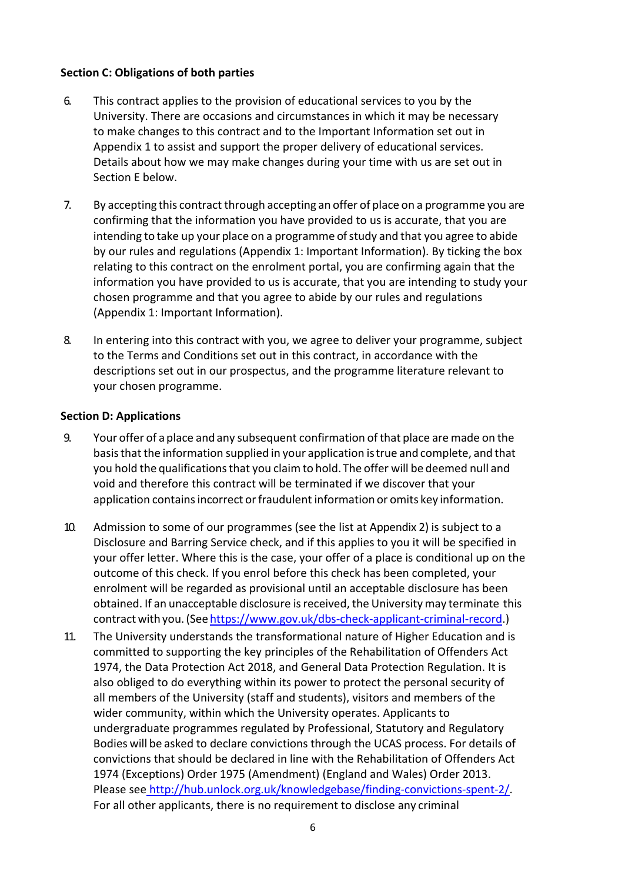**Section C: Obligations of both parties**

6. This contract applies to the provision of educational services to you by the University. There are occasions and circumstances in which it may be necessary to make changes to this contract and to the Important Information set out in Appendix 1 to assist and support the proper delivery of educational services. Details about how we may make changes during your time with us are set out in Section E below.

7. By accepting this contract through accepting an offer of place on a programme you are confirming that the information you have provided to us is accurate, that you are intending to take up your place on a programme of study and that you agree to abide by our rules and regulations (Appendix 1: Important Information). By ticking the box relating to this contract on the enrolment portal, you are confirming again that the information you have provided to us is accurate, that you are intending to study your chosen programme and that you agree to abide by our rules and regulations (Appendix 1: Important Information).

8. In entering into this contract with you, we agree to deliver your programme, subject to the Terms and Conditions set out in this contract, in accordance with the descriptions set out in our prospectus, and the programme literature relevant to your chosen programme.

**Section D: Applications**

9. Your offer of a place and any subsequent confirmation of that place are made on the basis that the information supplied in your application is true and complete, and that you hold the qualifications that you claim to hold. The offer will be deemed null and void and therefore this contract will be terminated if we discover that your application contains incorrect or fraudulent information or omits key information.

10. Admission to some of our programmes (see the list at Appendix 2) is subject to a Disclosure and Barring Service check, and if this applies to you it will be specified in your offer letter. Where this is the case, your offer of a place is conditional up on the outcome of this check. If you enrol before this check has been completed, your enrolment will be regarded as provisional until an acceptable disclosure has been obtained. If an unacceptable disclosure is received, the University may terminate this contract with you. (See https://www.gov.uk/dbs-check-applicant-criminal-record.)

11. The University understands the transformational nature of Higher Education and is committed to supporting the key principles of the Rehabilitation of Offenders Act 1974, the Data Protection Act 2018, and General Data Protection Regulation. It is also obliged to do everything within its power to protect the personal security of all members of the University (staff and students), visitors and members of the wider community, within which the University operates. Applicants to undergraduate programmes regulated by Professional, Statutory and Regulatory Bodies will be asked to declare convictions through the UCAS process. For details of convictions that should be declared in line with the Rehabilitation of Offenders Act 1974 (Exceptions) Order 1975 (Amendment) (England and Wales) Order 2013. Please see http://hub.unlock.org.uk/knowledgebase/finding-convictions-spent-2/. For all other applicants, there is no requirement to disclose any criminal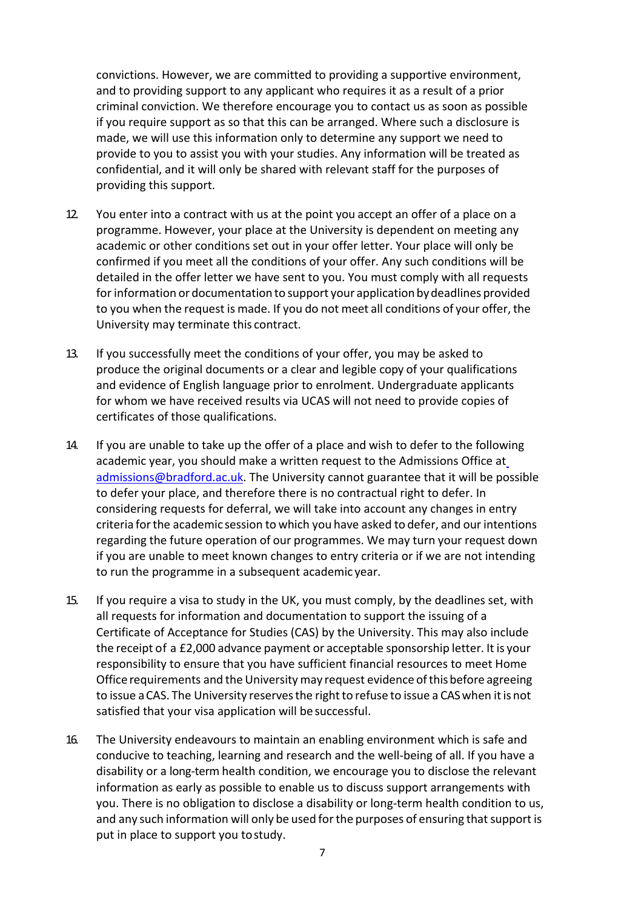convictions. However, we are committed to providing a supportive environment, and to providing support to any applicant who requires it as a result of a prior criminal conviction. We therefore encourage you to contact us as soon as possible if you require support as so that this can be arranged. Where such a disclosure is made, we will use this information only to determine any support we need to provide to you to assist you with your studies. Any information will be treated as confidential, and it will only be shared with relevant staff for the purposes of providing this support.

12. You enter into a contract with us at the point you accept an offer of a place on a programme. However, your place at the University is dependent on meeting any academic or other conditions set out in your offer letter. Your place will only be confirmed if you meet all the conditions of your offer. Any such conditions will be detailed in the offer letter we have sent to you. You must comply with all requests for information or documentation to support your application by deadlines provided to you when the request is made. If you do not meet all conditions of your offer, the University may terminate this contract.

13. If you successfully meet the conditions of your offer, you may be asked to produce the original documents or a clear and legible copy of your qualifications and evidence of English language prior to enrolment. Undergraduate applicants for whom we have received results via UCAS will not need to provide copies of certificates of those qualifications.

14. If you are unable to take up the offer of a place and wish to defer to the following academic year, you should make a written request to the Admissions Office at admissions@bradford.ac.uk. The University cannot guarantee that it will be possible to defer your place, and therefore there is no contractual right to defer. In considering requests for deferral, we will take into account any changes in entry criteria for the academic session to which you have asked to defer, and our intentions regarding the future operation of our programmes. We may turn your request down if you are unable to meet known changes to entry criteria or if we are not intending to run the programme in a subsequent academic year.

15. If you require a visa to study in the UK, you must comply, by the deadlines set, with all requests for information and documentation to support the issuing of a Certificate of Acceptance for Studies (CAS) by the University. This may also include the receipt of a £2,000 advance payment or acceptable sponsorship letter. It is your responsibility to ensure that you have sufficient financial resources to meet Home Office requirements and the University may request evidence of this before agreeing to issue a CAS. The University reserves the right to refuse to issue a CAS when it is not satisfied that your visa application will be successful.

16. The University endeavours to maintain an enabling environment which is safe and conducive to teaching, learning and research and the well-being of all. If you have a disability or a long-term health condition, we encourage you to disclose the relevant information as early as possible to enable us to discuss support arrangements with you. There is no obligation to disclose a disability or long-term health condition to us, and any such information will only be used for the purposes of ensuring that support is put in place to support you to study.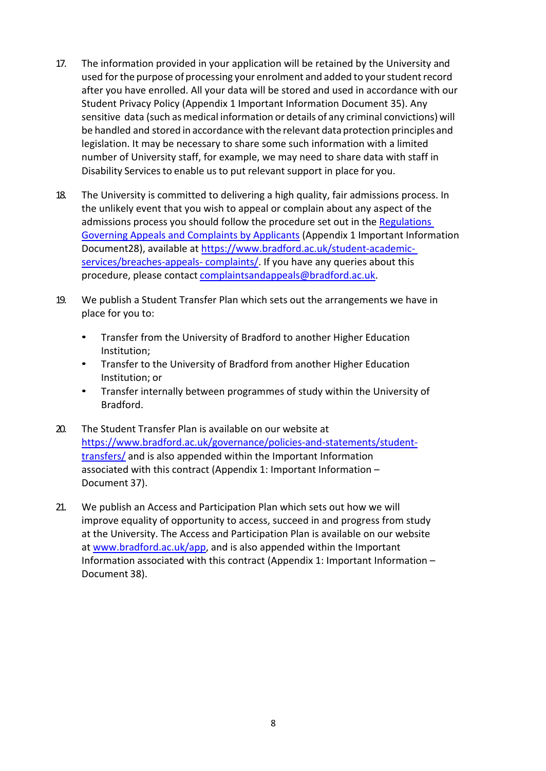17. The information provided in your application will be retained by the University and used for the purpose of processing your enrolment and added to your student record after you have enrolled. All your data will be stored and used in accordance with our Student Privacy Policy (Appendix 1 Important Information Document 35). Any sensitive data (such as medical information or details of any criminal convictions) will be handled and stored in accordance with the relevant data protection principles and legislation. It may be necessary to share some such information with a limited number of University staff, for example, we may need to share data with staff in Disability Services to enable us to put relevant support in place for you.

18. The University is committed to delivering a high quality, fair admissions process. In the unlikely event that you wish to appeal or complain about any aspect of the admissions process you should follow the procedure set out in the [Regulations Governing Appeals and Complaints by Applicants](https://www.bradford.ac.uk/student-academic-services/breaches-appeals-complaints/) (Appendix 1 Important Information Document28), available at [https://www.bradford.ac.uk/student-academic-services/breaches-appeals- complaints/](https://www.bradford.ac.uk/student-academic-services/breaches-appeals-complaints/). If you have any queries about this procedure, please contact [complaintsandappeals@bradford.ac.uk](mailto:complaintsandappeals@bradford.ac.uk).

19. We publish a Student Transfer Plan which sets out the arrangements we have in place for you to:

    - Transfer from the University of Bradford to another Higher Education Institution;
    - Transfer to the University of Bradford from another Higher Education Institution; or
    - Transfer internally between programmes of study within the University of Bradford.

20. The Student Transfer Plan is available on our website at [https://www.bradford.ac.uk/governance/policies-and-statements/student-transfers/](https://www.bradford.ac.uk/governance/policies-and-statements/student-transfers/) and is also appended within the Important Information associated with this contract (Appendix 1: Important Information – Document 37).

21. We publish an Access and Participation Plan which sets out how we will improve equality of opportunity to access, succeed in and progress from study at the University. The Access and Participation Plan is available on our website at [www.bradford.ac.uk/app](http://www.bradford.ac.uk/app), and is also appended within the Important Information associated with this contract (Appendix 1: Important Information – Document 38).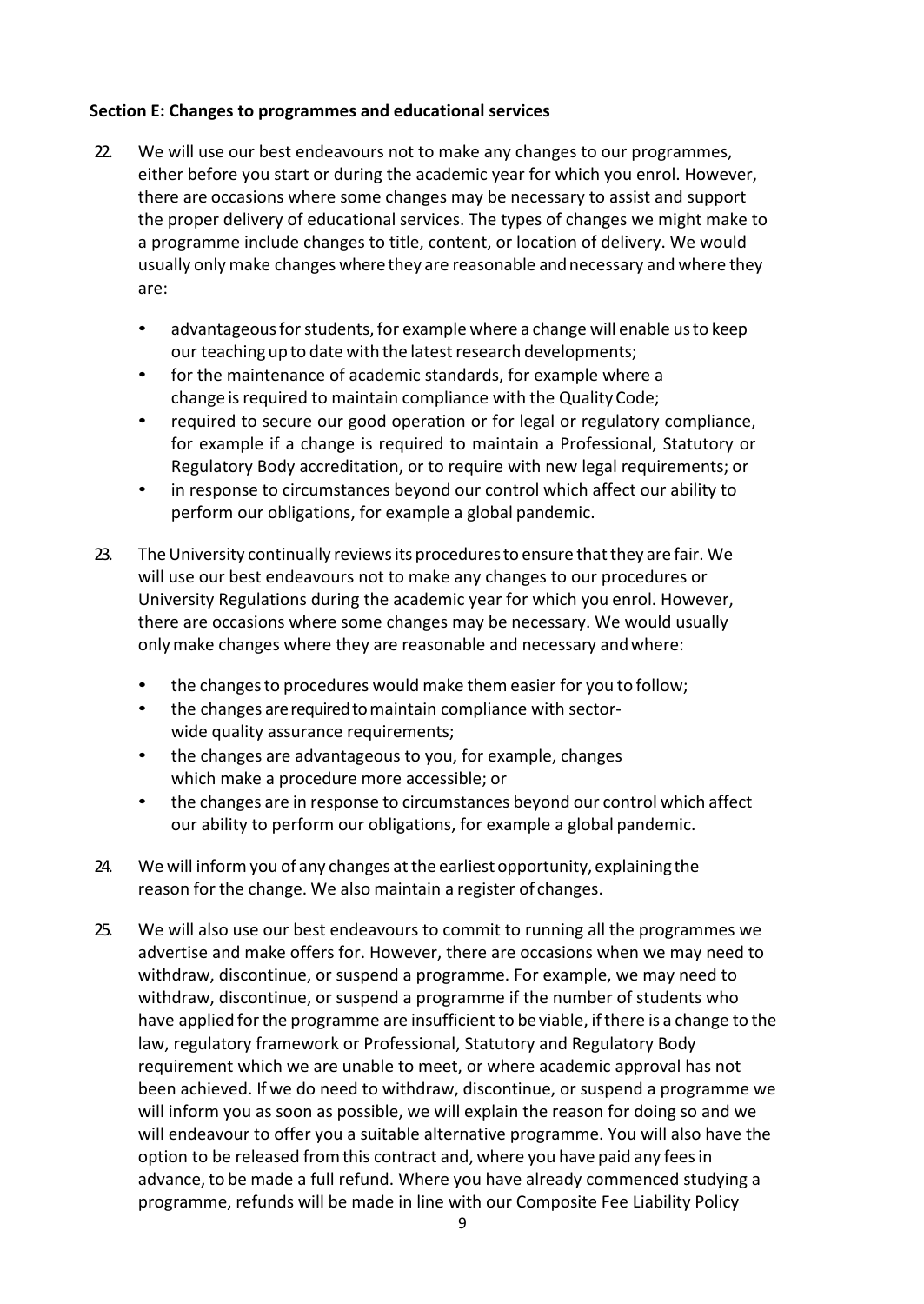**Section E: Changes to programmes and educational services**

22. We will use our best endeavours not to make any changes to our programmes, either before you start or during the academic year for which you enrol. However, there are occasions where some changes may be necessary to assist and support the proper delivery of educational services. The types of changes we might make to a programme include changes to title, content, or location of delivery. We would usually only make changes where they are reasonable and necessary and where they are:

    - advantageous for students, for example where a change will enable us to keep our teaching up to date with the latest research developments;
    - for the maintenance of academic standards, for example where a change is required to maintain compliance with the Quality Code;
    - required to secure our good operation or for legal or regulatory compliance, for example if a change is required to maintain a Professional, Statutory or Regulatory Body accreditation, or to require with new legal requirements; or
    - in response to circumstances beyond our control which affect our ability to perform our obligations, for example a global pandemic.

23. The University continually reviews its procedures to ensure that they are fair. We will use our best endeavours not to make any changes to our procedures or University Regulations during the academic year for which you enrol. However, there are occasions where some changes may be necessary. We would usually only make changes where they are reasonable and necessary and where:

    - the changes to procedures would make them easier for you to follow;
    - the changes are required to maintain compliance with sector-wide quality assurance requirements;
    - the changes are advantageous to you, for example, changes which make a procedure more accessible; or
    - the changes are in response to circumstances beyond our control which affect our ability to perform our obligations, for example a global pandemic.

24. We will inform you of any changes at the earliest opportunity, explaining the reason for the change. We also maintain a register of changes.

25. We will also use our best endeavours to commit to running all the programmes we advertise and make offers for. However, there are occasions when we may need to withdraw, discontinue, or suspend a programme. For example, we may need to withdraw, discontinue, or suspend a programme if the number of students who have applied for the programme are insufficient to be viable, if there is a change to the law, regulatory framework or Professional, Statutory and Regulatory Body requirement which we are unable to meet, or where academic approval has not been achieved. If we do need to withdraw, discontinue, or suspend a programme we will inform you as soon as possible, we will explain the reason for doing so and we will endeavour to offer you a suitable alternative programme. You will also have the option to be released from this contract and, where you have paid any fees in advance, to be made a full refund. Where you have already commenced studying a programme, refunds will be made in line with our Composite Fee Liability Policy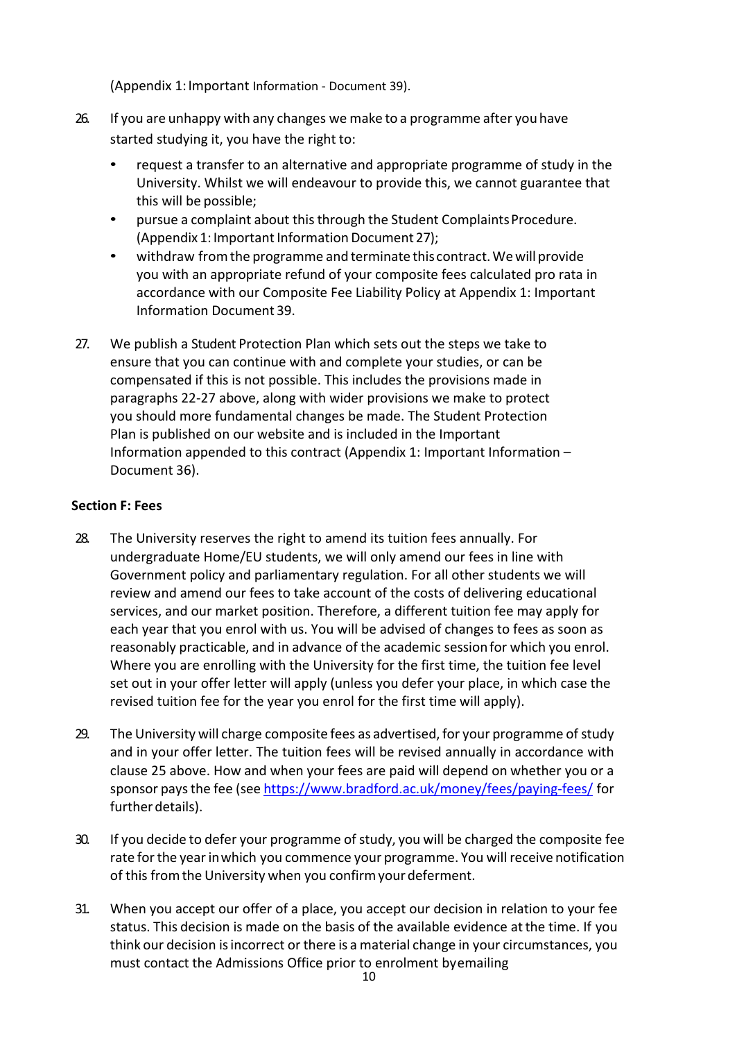(Appendix 1: Important Information - Document 39).

26. If you are unhappy with any changes we make to a programme after you have started studying it, you have the right to:
    - request a transfer to an alternative and appropriate programme of study in the University. Whilst we will endeavour to provide this, we cannot guarantee that this will be possible;
    - pursue a complaint about this through the Student Complaints Procedure. (Appendix 1: Important Information Document 27);
    - withdraw from the programme and terminate this contract. We will provide you with an appropriate refund of your composite fees calculated pro rata in accordance with our Composite Fee Liability Policy at Appendix 1: Important Information Document 39.

27. We publish a Student Protection Plan which sets out the steps we take to ensure that you can continue with and complete your studies, or can be compensated if this is not possible. This includes the provisions made in paragraphs 22-27 above, along with wider provisions we make to protect you should more fundamental changes be made. The Student Protection Plan is published on our website and is included in the Important Information appended to this contract (Appendix 1: Important Information – Document 36).

**Section F: Fees**

28. The University reserves the right to amend its tuition fees annually. For undergraduate Home/EU students, we will only amend our fees in line with Government policy and parliamentary regulation. For all other students we will review and amend our fees to take account of the costs of delivering educational services, and our market position. Therefore, a different tuition fee may apply for each year that you enrol with us. You will be advised of changes to fees as soon as reasonably practicable, and in advance of the academic session for which you enrol. Where you are enrolling with the University for the first time, the tuition fee level set out in your offer letter will apply (unless you defer your place, in which case the revised tuition fee for the year you enrol for the first time will apply).

29. The University will charge composite fees as advertised, for your programme of study and in your offer letter. The tuition fees will be revised annually in accordance with clause 25 above. How and when your fees are paid will depend on whether you or a sponsor pays the fee (see https://www.bradford.ac.uk/money/fees/paying-fees/ for further details).

30. If you decide to defer your programme of study, you will be charged the composite fee rate for the year in which you commence your programme. You will receive notification of this from the University when you confirm your deferment.

31. When you accept our offer of a place, you accept our decision in relation to your fee status. This decision is made on the basis of the available evidence at the time. If you think our decision is incorrect or there is a material change in your circumstances, you must contact the Admissions Office prior to enrolment by emailing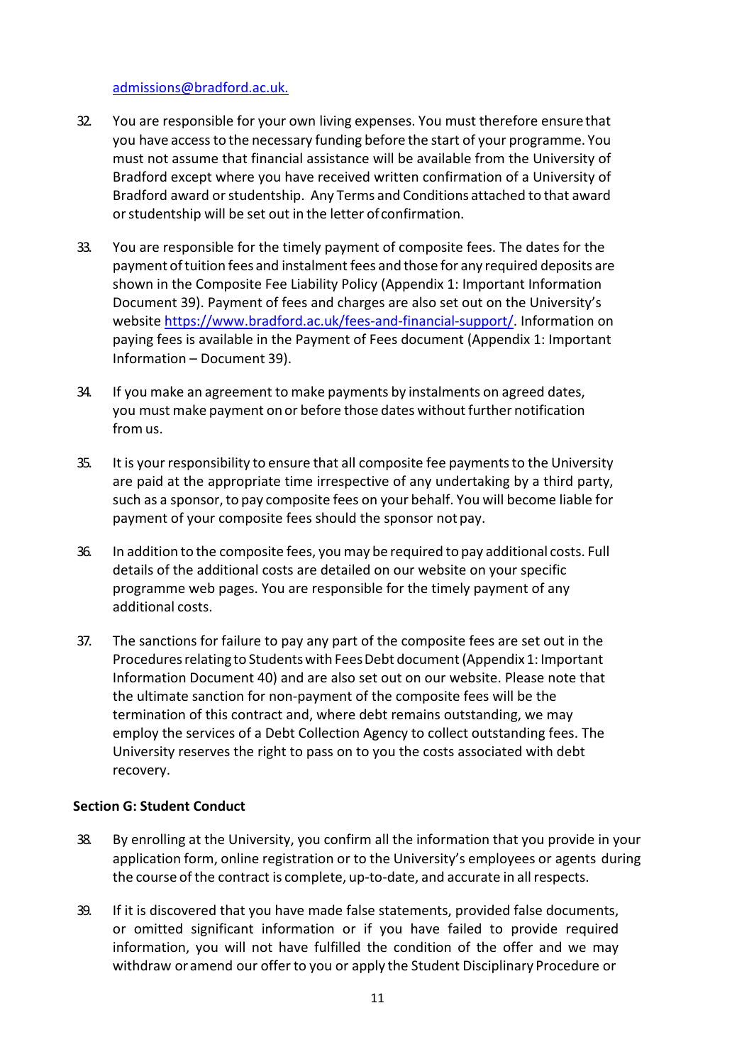admissions@bradford.ac.uk.

32. You are responsible for your own living expenses. You must therefore ensure that you have access to the necessary funding before the start of your programme. You must not assume that financial assistance will be available from the University of Bradford except where you have received written confirmation of a University of Bradford award or studentship. Any Terms and Conditions attached to that award or studentship will be set out in the letter of confirmation.

33. You are responsible for the timely payment of composite fees. The dates for the payment of tuition fees and instalment fees and those for any required deposits are shown in the Composite Fee Liability Policy (Appendix 1: Important Information Document 39). Payment of fees and charges are also set out on the University's website https://www.bradford.ac.uk/fees-and-financial-support/. Information on paying fees is available in the Payment of Fees document (Appendix 1: Important Information – Document 39).

34. If you make an agreement to make payments by instalments on agreed dates, you must make payment on or before those dates without further notification from us.

35. It is your responsibility to ensure that all composite fee payments to the University are paid at the appropriate time irrespective of any undertaking by a third party, such as a sponsor, to pay composite fees on your behalf. You will become liable for payment of your composite fees should the sponsor not pay.

36. In addition to the composite fees, you may be required to pay additional costs. Full details of the additional costs are detailed on our website on your specific programme web pages. You are responsible for the timely payment of any additional costs.

37. The sanctions for failure to pay any part of the composite fees are set out in the Procedures relating to Students with Fees Debt document (Appendix 1: Important Information Document 40) and are also set out on our website. Please note that the ultimate sanction for non-payment of the composite fees will be the termination of this contract and, where debt remains outstanding, we may employ the services of a Debt Collection Agency to collect outstanding fees. The University reserves the right to pass on to you the costs associated with debt recovery.

**Section G: Student Conduct**

38. By enrolling at the University, you confirm all the information that you provide in your application form, online registration or to the University's employees or agents during the course of the contract is complete, up-to-date, and accurate in all respects.

39. If it is discovered that you have made false statements, provided false documents, or omitted significant information or if you have failed to provide required information, you will not have fulfilled the condition of the offer and we may withdraw or amend our offer to you or apply the Student Disciplinary Procedure or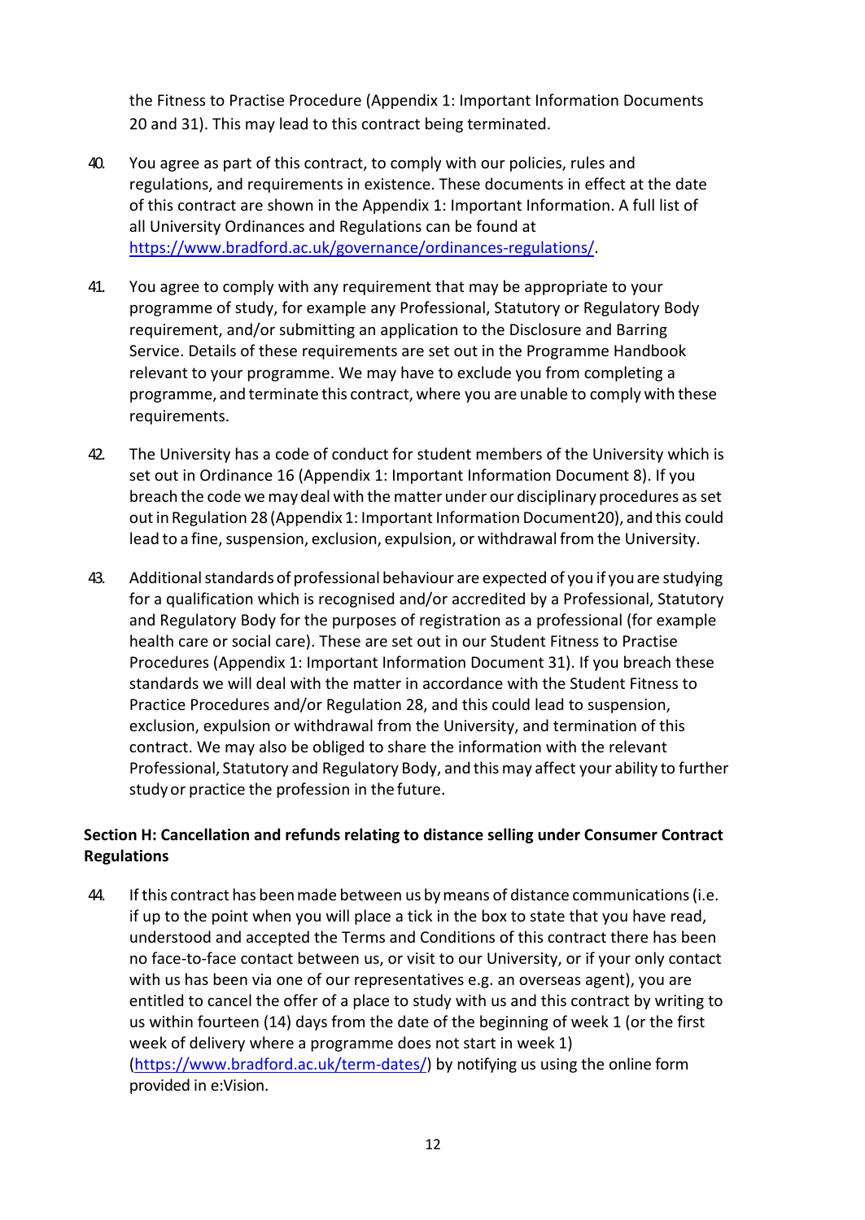the Fitness to Practise Procedure (Appendix 1: Important Information Documents 20 and 31). This may lead to this contract being terminated.

40. You agree as part of this contract, to comply with our policies, rules and regulations, and requirements in existence. These documents in effect at the date of this contract are shown in the Appendix 1: Important Information. A full list of all University Ordinances and Regulations can be found at https://www.bradford.ac.uk/governance/ordinances-regulations/.

41. You agree to comply with any requirement that may be appropriate to your programme of study, for example any Professional, Statutory or Regulatory Body requirement, and/or submitting an application to the Disclosure and Barring Service. Details of these requirements are set out in the Programme Handbook relevant to your programme. We may have to exclude you from completing a programme, and terminate this contract, where you are unable to comply with these requirements.

42. The University has a code of conduct for student members of the University which is set out in Ordinance 16 (Appendix 1: Important Information Document 8). If you breach the code we may deal with the matter under our disciplinary procedures as set out in Regulation 28 (Appendix 1: Important Information Document20), and this could lead to a fine, suspension, exclusion, expulsion, or withdrawal from the University.

43. Additional standards of professional behaviour are expected of you if you are studying for a qualification which is recognised and/or accredited by a Professional, Statutory and Regulatory Body for the purposes of registration as a professional (for example health care or social care). These are set out in our Student Fitness to Practise Procedures (Appendix 1: Important Information Document 31). If you breach these standards we will deal with the matter in accordance with the Student Fitness to Practice Procedures and/or Regulation 28, and this could lead to suspension, exclusion, expulsion or withdrawal from the University, and termination of this contract. We may also be obliged to share the information with the relevant Professional, Statutory and Regulatory Body, and this may affect your ability to further study or practice the profession in the future.

**Section H: Cancellation and refunds relating to distance selling under Consumer Contract Regulations**

44. If this contract has been made between us by means of distance communications (i.e. if up to the point when you will place a tick in the box to state that you have read, understood and accepted the Terms and Conditions of this contract there has been no face-to-face contact between us, or visit to our University, or if your only contact with us has been via one of our representatives e.g. an overseas agent), you are entitled to cancel the offer of a place to study with us and this contract by writing to us within fourteen (14) days from the date of the beginning of week 1 (or the first week of delivery where a programme does not start in week 1) (https://www.bradford.ac.uk/term-dates/) by notifying us using the online form provided in e:Vision.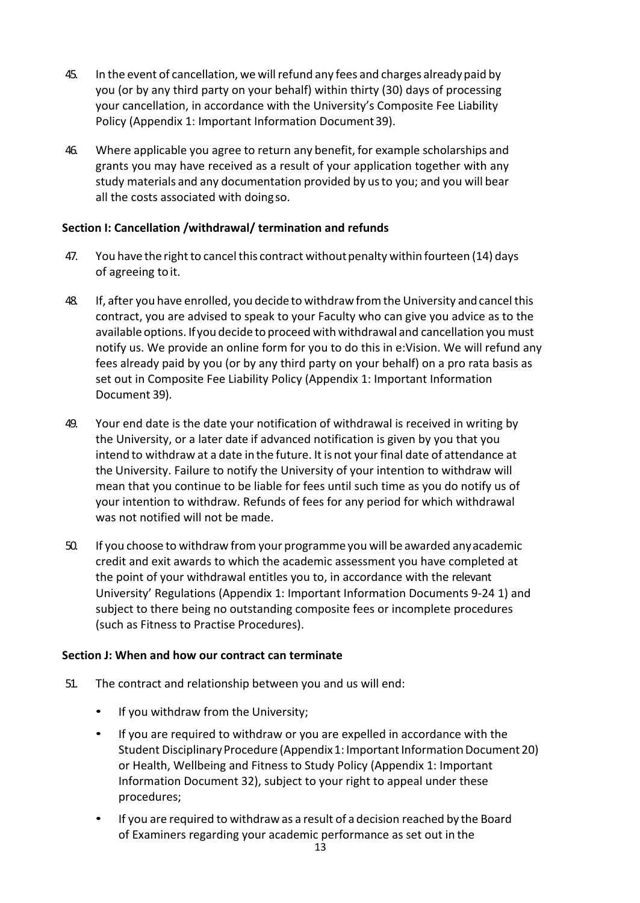45. In the event of cancellation, we will refund any fees and charges already paid by you (or by any third party on your behalf) within thirty (30) days of processing your cancellation, in accordance with the University's Composite Fee Liability Policy (Appendix 1: Important Information Document 39).

46. Where applicable you agree to return any benefit, for example scholarships and grants you may have received as a result of your application together with any study materials and any documentation provided by us to you; and you will bear all the costs associated with doing so.

**Section I: Cancellation /withdrawal/ termination and refunds**

47. You have the right to cancel this contract without penalty within fourteen (14) days of agreeing to it.

48. If, after you have enrolled, you decide to withdraw from the University and cancel this contract, you are advised to speak to your Faculty who can give you advice as to the available options. If you decide to proceed with withdrawal and cancellation you must notify us. We provide an online form for you to do this in e:Vision. We will refund any fees already paid by you (or by any third party on your behalf) on a pro rata basis as set out in Composite Fee Liability Policy (Appendix 1: Important Information Document 39).

49. Your end date is the date your notification of withdrawal is received in writing by the University, or a later date if advanced notification is given by you that you intend to withdraw at a date in the future. It is not your final date of attendance at the University. Failure to notify the University of your intention to withdraw will mean that you continue to be liable for fees until such time as you do notify us of your intention to withdraw. Refunds of fees for any period for which withdrawal was not notified will not be made.

50. If you choose to withdraw from your programme you will be awarded any academic credit and exit awards to which the academic assessment you have completed at the point of your withdrawal entitles you to, in accordance with the relevant University' Regulations (Appendix 1: Important Information Documents 9-24 1) and subject to there being no outstanding composite fees or incomplete procedures (such as Fitness to Practise Procedures).

**Section J: When and how our contract can terminate**

51. The contract and relationship between you and us will end:

- If you withdraw from the University;
- If you are required to withdraw or you are expelled in accordance with the Student Disciplinary Procedure (Appendix 1: Important Information Document 20) or Health, Wellbeing and Fitness to Study Policy (Appendix 1: Important Information Document 32), subject to your right to appeal under these procedures;
- If you are required to withdraw as a result of a decision reached by the Board of Examiners regarding your academic performance as set out in the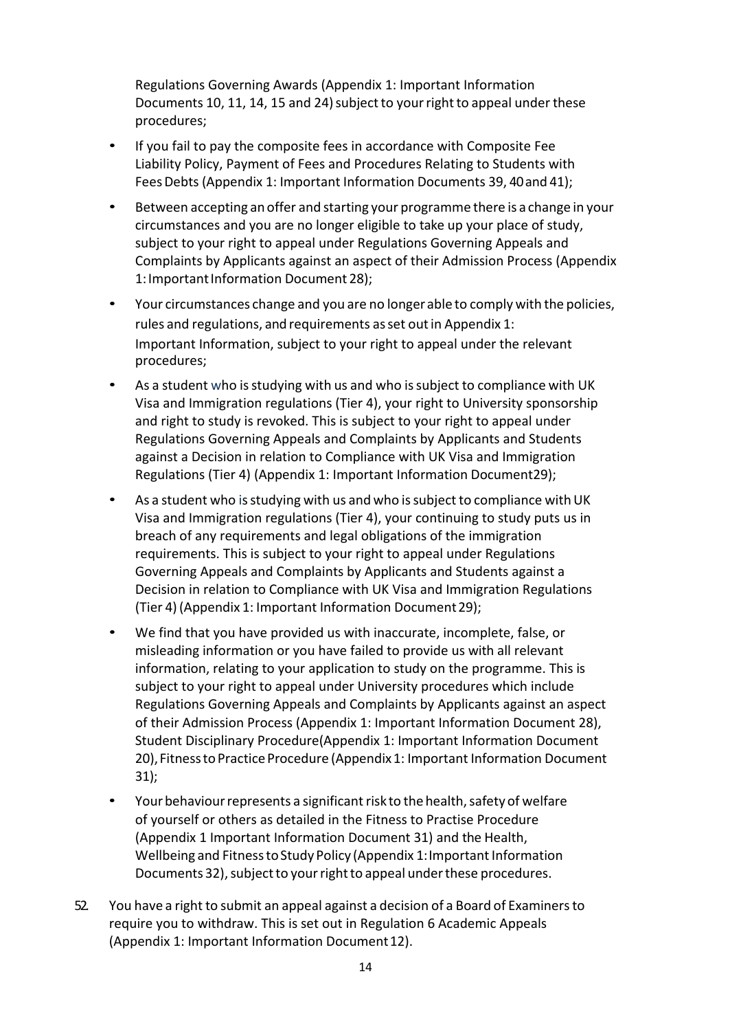Regulations Governing Awards (Appendix 1: Important Information Documents 10, 11, 14, 15 and 24) subject to your right to appeal under these procedures;

- If you fail to pay the composite fees in accordance with Composite Fee Liability Policy, Payment of Fees and Procedures Relating to Students with Fees Debts (Appendix 1: Important Information Documents 39, 40 and 41);
- Between accepting an offer and starting your programme there is a change in your circumstances and you are no longer eligible to take up your place of study, subject to your right to appeal under Regulations Governing Appeals and Complaints by Applicants against an aspect of their Admission Process (Appendix 1: Important Information Document 28);
- Your circumstances change and you are no longer able to comply with the policies, rules and regulations, and requirements as set out in Appendix 1: Important Information, subject to your right to appeal under the relevant procedures;
- As a student who is studying with us and who is subject to compliance with UK Visa and Immigration regulations (Tier 4), your right to University sponsorship and right to study is revoked. This is subject to your right to appeal under Regulations Governing Appeals and Complaints by Applicants and Students against a Decision in relation to Compliance with UK Visa and Immigration Regulations (Tier 4) (Appendix 1: Important Information Document29);
- As a student who is studying with us and who is subject to compliance with UK Visa and Immigration regulations (Tier 4), your continuing to study puts us in breach of any requirements and legal obligations of the immigration requirements. This is subject to your right to appeal under Regulations Governing Appeals and Complaints by Applicants and Students against a Decision in relation to Compliance with UK Visa and Immigration Regulations (Tier 4) (Appendix 1: Important Information Document 29);
- We find that you have provided us with inaccurate, incomplete, false, or misleading information or you have failed to provide us with all relevant information, relating to your application to study on the programme. This is subject to your right to appeal under University procedures which include Regulations Governing Appeals and Complaints by Applicants against an aspect of their Admission Process (Appendix 1: Important Information Document 28), Student Disciplinary Procedure(Appendix 1: Important Information Document 20), Fitness to Practice Procedure (Appendix 1: Important Information Document 31);
- Your behaviour represents a significant risk to the health, safety of welfare of yourself or others as detailed in the Fitness to Practise Procedure (Appendix 1 Important Information Document 31) and the Health, Wellbeing and Fitness to Study Policy (Appendix 1: Important Information Documents 32), subject to your right to appeal under these procedures.

52. You have a right to submit an appeal against a decision of a Board of Examiners to require you to withdraw. This is set out in Regulation 6 Academic Appeals (Appendix 1: Important Information Document 12).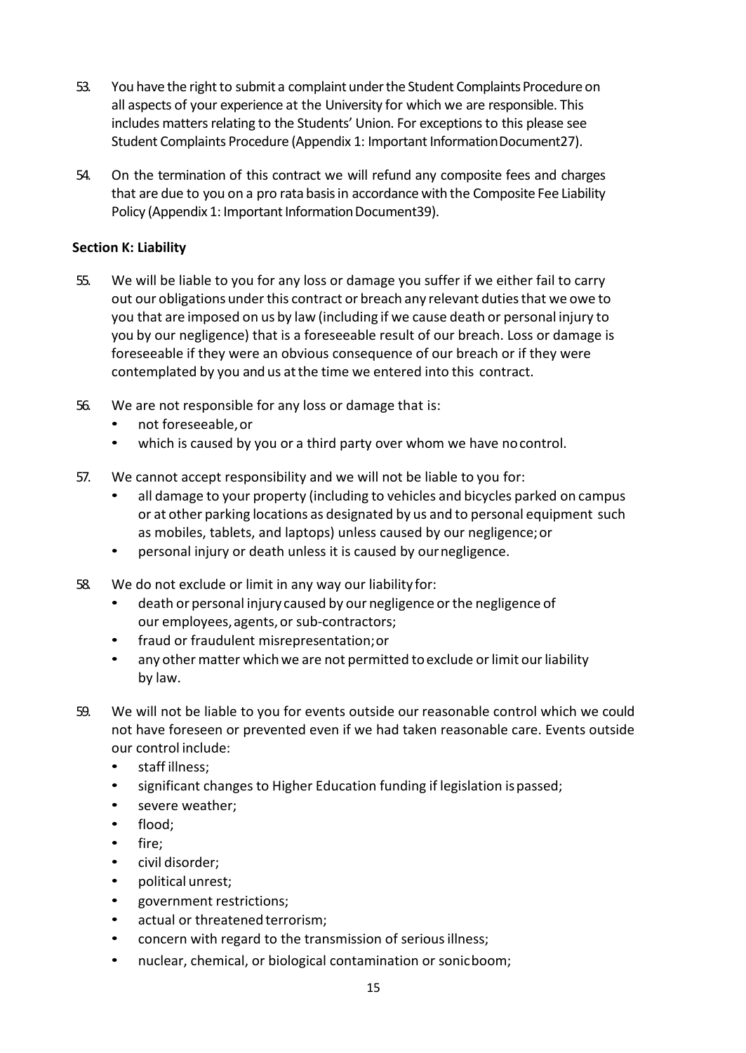53. You have the right to submit a complaint under the Student Complaints Procedure on all aspects of your experience at the University for which we are responsible. This includes matters relating to the Students' Union. For exceptions to this please see Student Complaints Procedure (Appendix 1: Important Information Document27).

54. On the termination of this contract we will refund any composite fees and charges that are due to you on a pro rata basis in accordance with the Composite Fee Liability Policy (Appendix 1: Important Information Document39).

**Section K: Liability**

55. We will be liable to you for any loss or damage you suffer if we either fail to carry out our obligations under this contract or breach any relevant duties that we owe to you that are imposed on us by law (including if we cause death or personal injury to you by our negligence) that is a foreseeable result of our breach. Loss or damage is foreseeable if they were an obvious consequence of our breach or if they were contemplated by you and us at the time we entered into this contract.

56. We are not responsible for any loss or damage that is:
    - not foreseeable, or
    - which is caused by you or a third party over whom we have no control.

57. We cannot accept responsibility and we will not be liable to you for:
    - all damage to your property (including to vehicles and bicycles parked on campus or at other parking locations as designated by us and to personal equipment such as mobiles, tablets, and laptops) unless caused by our negligence; or
    - personal injury or death unless it is caused by our negligence.

58. We do not exclude or limit in any way our liability for:
    - death or personal injury caused by our negligence or the negligence of our employees, agents, or sub-contractors;
    - fraud or fraudulent misrepresentation; or
    - any other matter which we are not permitted to exclude or limit our liability by law.

59. We will not be liable to you for events outside our reasonable control which we could not have foreseen or prevented even if we had taken reasonable care. Events outside our control include:
    - staff illness;
    - significant changes to Higher Education funding if legislation is passed;
    - severe weather;
    - flood;
    - fire;
    - civil disorder;
    - political unrest;
    - government restrictions;
    - actual or threatened terrorism;
    - concern with regard to the transmission of serious illness;
    - nuclear, chemical, or biological contamination or sonic boom;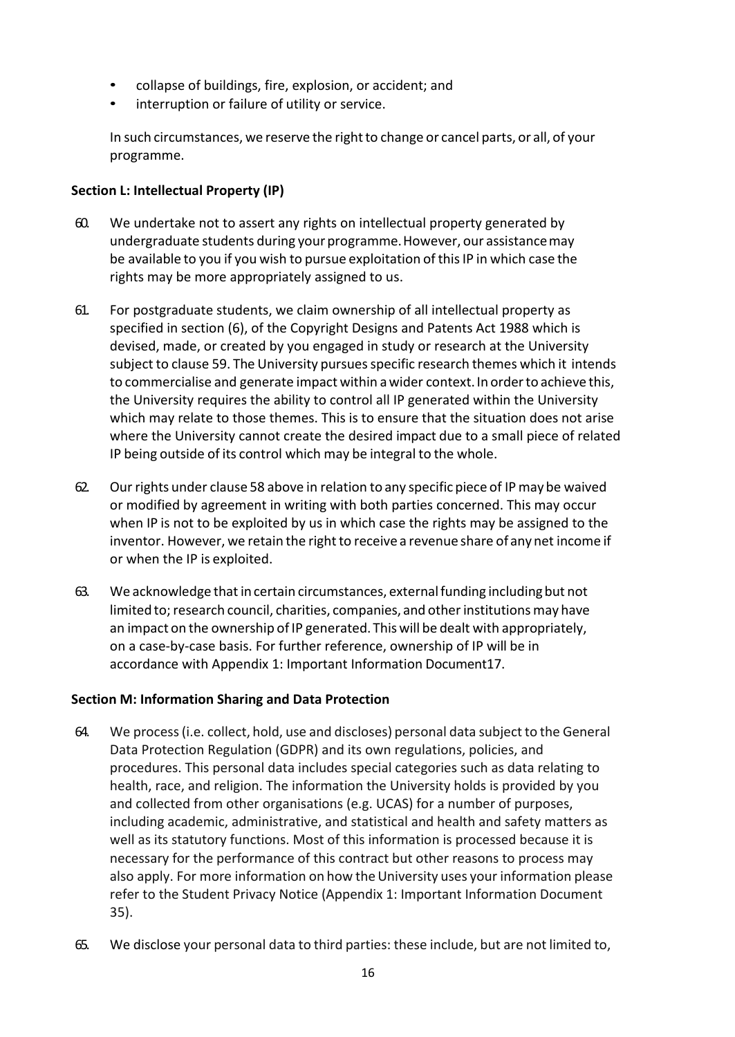- collapse of buildings, fire, explosion, or accident; and
- interruption or failure of utility or service.

In such circumstances, we reserve the right to change or cancel parts, or all, of your programme.

**Section L: Intellectual Property (IP)**

60. We undertake not to assert any rights on intellectual property generated by undergraduate students during your programme. However, our assistance may be available to you if you wish to pursue exploitation of this IP in which case the rights may be more appropriately assigned to us.

61. For postgraduate students, we claim ownership of all intellectual property as specified in section (6), of the Copyright Designs and Patents Act 1988 which is devised, made, or created by you engaged in study or research at the University subject to clause 59. The University pursues specific research themes which it intends to commercialise and generate impact within a wider context. In order to achieve this, the University requires the ability to control all IP generated within the University which may relate to those themes. This is to ensure that the situation does not arise where the University cannot create the desired impact due to a small piece of related IP being outside of its control which may be integral to the whole.

62. Our rights under clause 58 above in relation to any specific piece of IP may be waived or modified by agreement in writing with both parties concerned. This may occur when IP is not to be exploited by us in which case the rights may be assigned to the inventor. However, we retain the right to receive a revenue share of any net income if or when the IP is exploited.

63. We acknowledge that in certain circumstances, external funding including but not limited to; research council, charities, companies, and other institutions may have an impact on the ownership of IP generated. This will be dealt with appropriately, on a case-by-case basis. For further reference, ownership of IP will be in accordance with Appendix 1: Important Information Document17.

**Section M: Information Sharing and Data Protection**

64. We process (i.e. collect, hold, use and discloses) personal data subject to the General Data Protection Regulation (GDPR) and its own regulations, policies, and procedures. This personal data includes special categories such as data relating to health, race, and religion. The information the University holds is provided by you and collected from other organisations (e.g. UCAS) for a number of purposes, including academic, administrative, and statistical and health and safety matters as well as its statutory functions. Most of this information is processed because it is necessary for the performance of this contract but other reasons to process may also apply. For more information on how the University uses your information please refer to the Student Privacy Notice (Appendix 1: Important Information Document 35).

65. We disclose your personal data to third parties: these include, but are not limited to,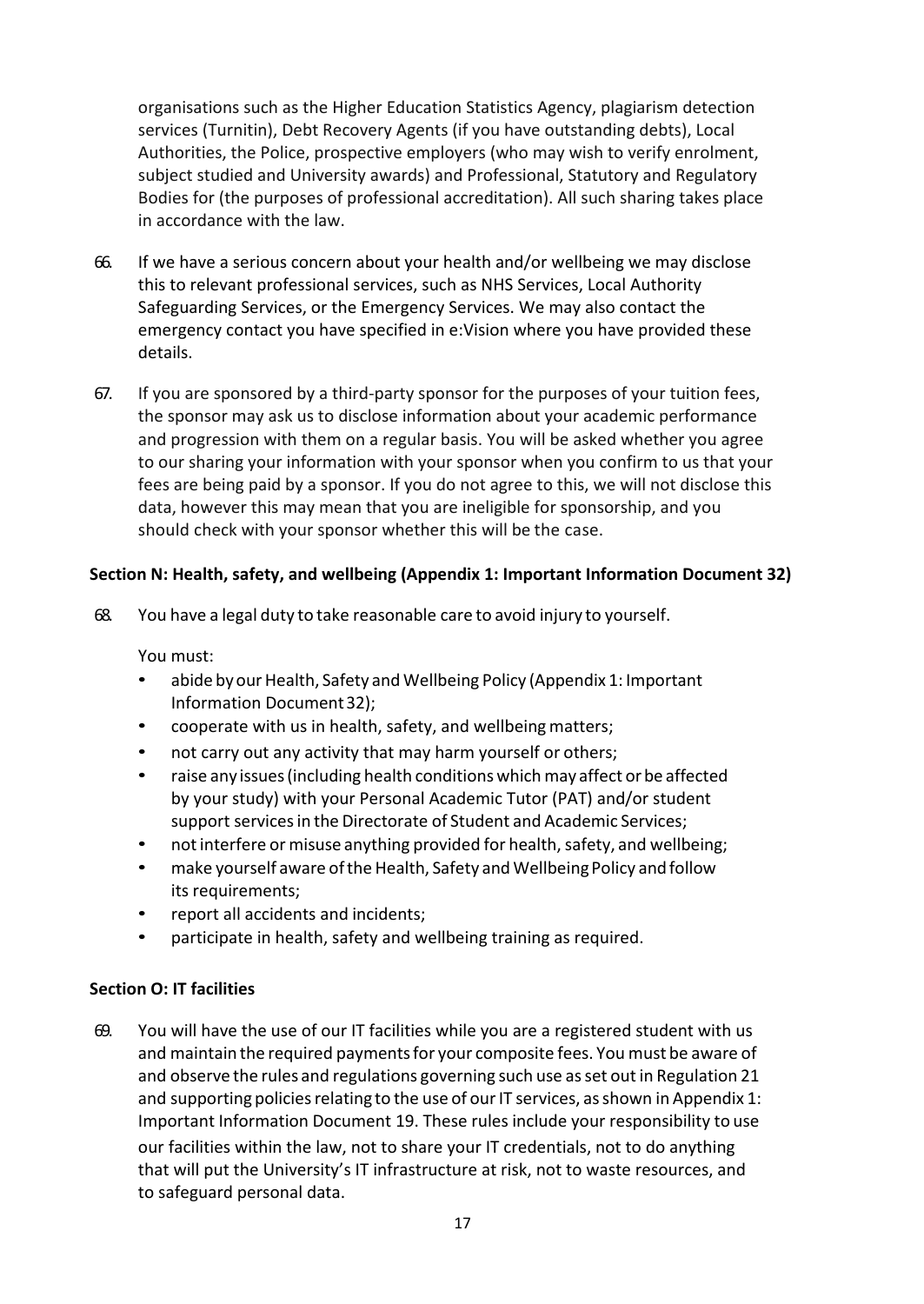organisations such as the Higher Education Statistics Agency, plagiarism detection services (Turnitin), Debt Recovery Agents (if you have outstanding debts), Local Authorities, the Police, prospective employers (who may wish to verify enrolment, subject studied and University awards) and Professional, Statutory and Regulatory Bodies for (the purposes of professional accreditation). All such sharing takes place in accordance with the law.

66. If we have a serious concern about your health and/or wellbeing we may disclose this to relevant professional services, such as NHS Services, Local Authority Safeguarding Services, or the Emergency Services. We may also contact the emergency contact you have specified in e:Vision where you have provided these details.

67. If you are sponsored by a third-party sponsor for the purposes of your tuition fees, the sponsor may ask us to disclose information about your academic performance and progression with them on a regular basis. You will be asked whether you agree to our sharing your information with your sponsor when you confirm to us that your fees are being paid by a sponsor. If you do not agree to this, we will not disclose this data, however this may mean that you are ineligible for sponsorship, and you should check with your sponsor whether this will be the case.

**Section N: Health, safety, and wellbeing (Appendix 1: Important Information Document 32)**

68. You have a legal duty to take reasonable care to avoid injury to yourself.

You must:

- abide by our Health, Safety and Wellbeing Policy (Appendix 1: Important Information Document 32);
- cooperate with us in health, safety, and wellbeing matters;
- not carry out any activity that may harm yourself or others;
- raise any issues (including health conditions which may affect or be affected by your study) with your Personal Academic Tutor (PAT) and/or student support services in the Directorate of Student and Academic Services;
- not interfere or misuse anything provided for health, safety, and wellbeing;
- make yourself aware of the Health, Safety and Wellbeing Policy and follow its requirements;
- report all accidents and incidents;
- participate in health, safety and wellbeing training as required.

**Section O: IT facilities**

69. You will have the use of our IT facilities while you are a registered student with us and maintain the required payments for your composite fees. You must be aware of and observe the rules and regulations governing such use as set out in Regulation 21 and supporting policies relating to the use of our IT services, as shown in Appendix 1: Important Information Document 19. These rules include your responsibility to use our facilities within the law, not to share your IT credentials, not to do anything that will put the University's IT infrastructure at risk, not to waste resources, and to safeguard personal data.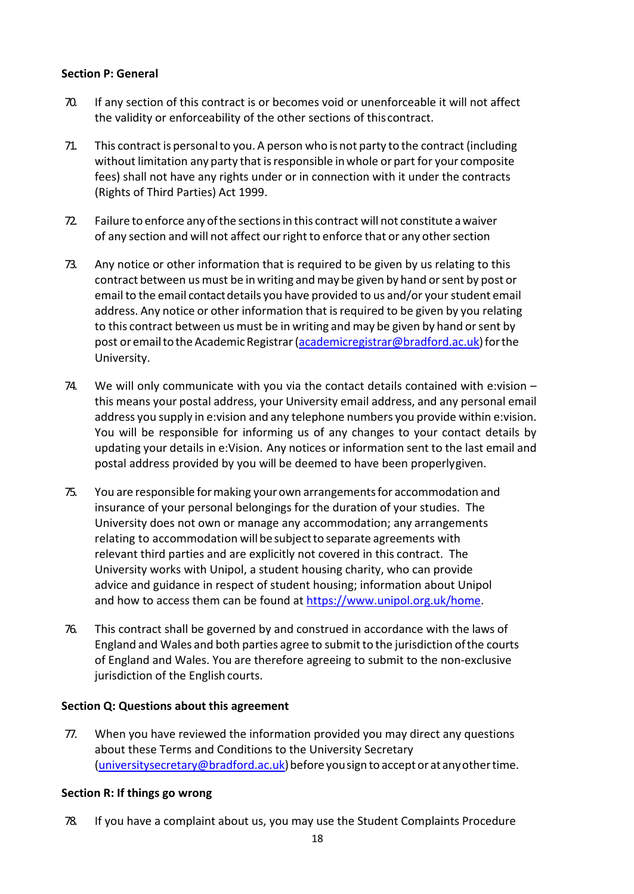**Section P: General**

70. If any section of this contract is or becomes void or unenforceable it will not affect the validity or enforceability of the other sections of this contract.

71. This contract is personal to you. A person who is not party to the contract (including without limitation any party that is responsible in whole or part for your composite fees) shall not have any rights under or in connection with it under the contracts (Rights of Third Parties) Act 1999.

72. Failure to enforce any of the sections in this contract will not constitute a waiver of any section and will not affect our right to enforce that or any other section

73. Any notice or other information that is required to be given by us relating to this contract between us must be in writing and may be given by hand or sent by post or email to the email contact details you have provided to us and/or your student email address. Any notice or other information that is required to be given by you relating to this contract between us must be in writing and may be given by hand or sent by post or email to the Academic Registrar (academicregistrar@bradford.ac.uk) for the University.

74. We will only communicate with you via the contact details contained with e:vision – this means your postal address, your University email address, and any personal email address you supply in e:vision and any telephone numbers you provide within e:vision. You will be responsible for informing us of any changes to your contact details by updating your details in e:Vision. Any notices or information sent to the last email and postal address provided by you will be deemed to have been properly given.

75. You are responsible for making your own arrangements for accommodation and insurance of your personal belongings for the duration of your studies. The University does not own or manage any accommodation; any arrangements relating to accommodation will be subject to separate agreements with relevant third parties and are explicitly not covered in this contract. The University works with Unipol, a student housing charity, who can provide advice and guidance in respect of student housing; information about Unipol and how to access them can be found at https://www.unipol.org.uk/home.

76. This contract shall be governed by and construed in accordance with the laws of England and Wales and both parties agree to submit to the jurisdiction of the courts of England and Wales. You are therefore agreeing to submit to the non-exclusive jurisdiction of the English courts.

**Section Q: Questions about this agreement**

77. When you have reviewed the information provided you may direct any questions about these Terms and Conditions to the University Secretary (universitysecretary@bradford.ac.uk) before you sign to accept or at any other time.

**Section R: If things go wrong**

78. If you have a complaint about us, you may use the Student Complaints Procedure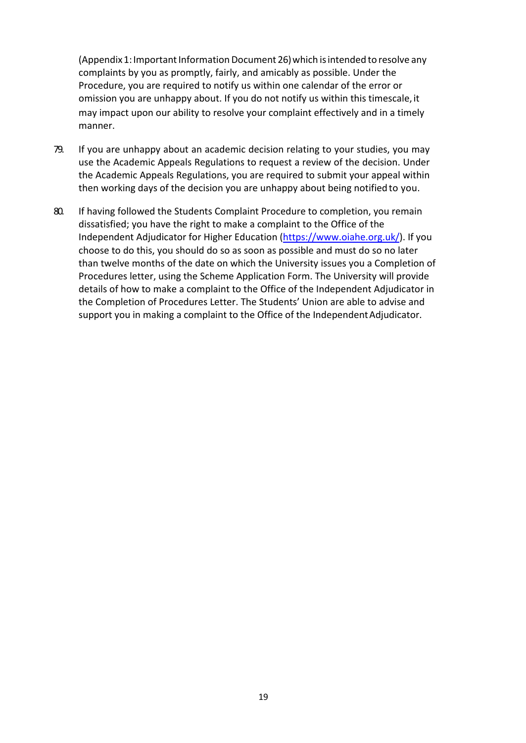(Appendix 1: Important Information Document 26) which is intended to resolve any complaints by you as promptly, fairly, and amicably as possible. Under the Procedure, you are required to notify us within one calendar of the error or omission you are unhappy about. If you do not notify us within this timescale, it may impact upon our ability to resolve your complaint effectively and in a timely manner.

79. If you are unhappy about an academic decision relating to your studies, you may use the Academic Appeals Regulations to request a review of the decision. Under the Academic Appeals Regulations, you are required to submit your appeal within then working days of the decision you are unhappy about being notified to you.

80. If having followed the Students Complaint Procedure to completion, you remain dissatisfied; you have the right to make a complaint to the Office of the Independent Adjudicator for Higher Education (https://www.oiahe.org.uk/). If you choose to do this, you should do so as soon as possible and must do so no later than twelve months of the date on which the University issues you a Completion of Procedures letter, using the Scheme Application Form. The University will provide details of how to make a complaint to the Office of the Independent Adjudicator in the Completion of Procedures Letter. The Students' Union are able to advise and support you in making a complaint to the Office of the Independent Adjudicator.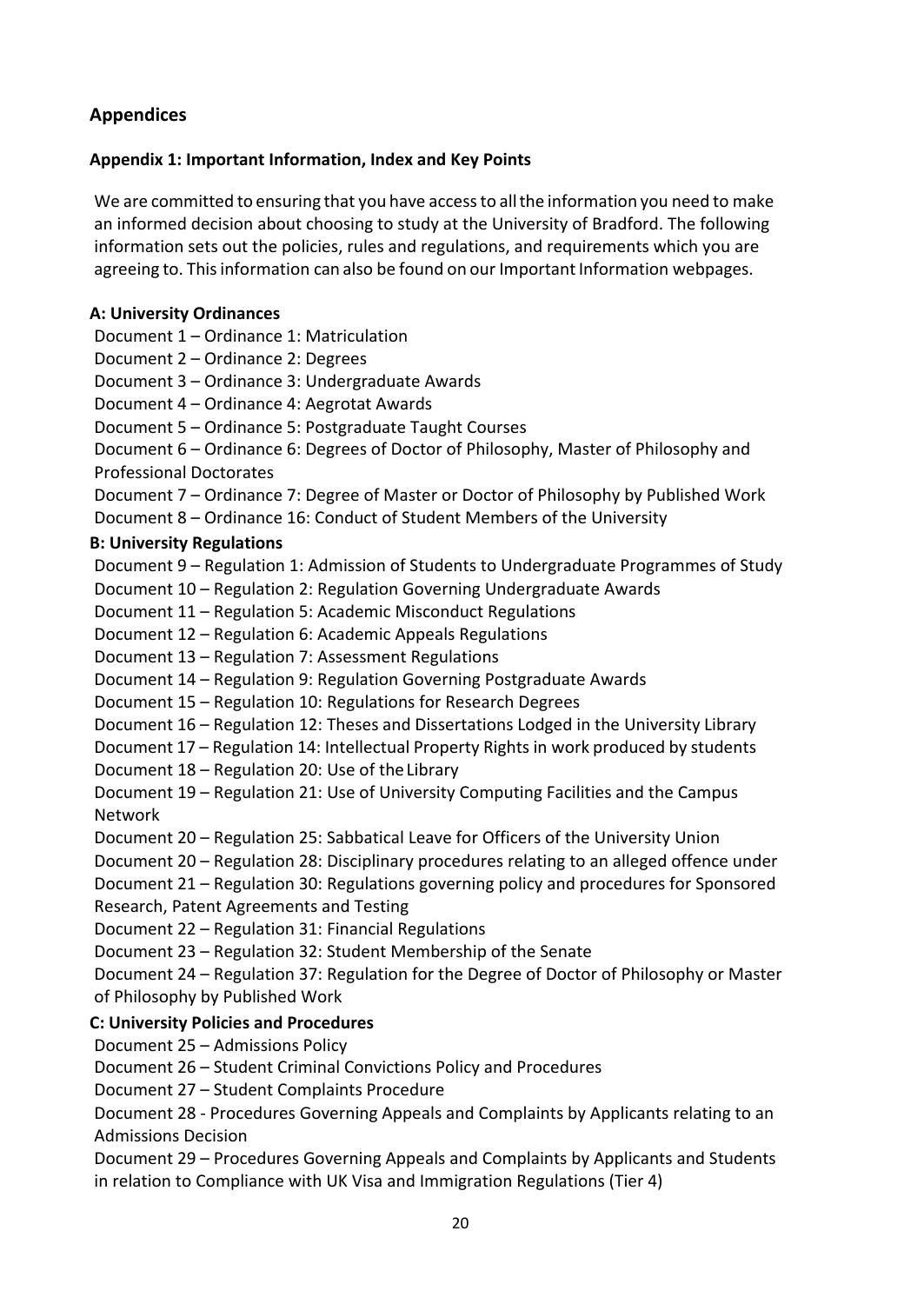## Appendices

### Appendix 1: Important Information, Index and Key Points

We are committed to ensuring that you have access to all the information you need to make an informed decision about choosing to study at the University of Bradford. The following information sets out the policies, rules and regulations, and requirements which you are agreeing to. This information can also be found on our Important Information webpages.

**A: University Ordinances**

Document 1 – Ordinance 1: Matriculation
Document 2 – Ordinance 2: Degrees
Document 3 – Ordinance 3: Undergraduate Awards
Document 4 – Ordinance 4: Aegrotat Awards
Document 5 – Ordinance 5: Postgraduate Taught Courses
Document 6 – Ordinance 6: Degrees of Doctor of Philosophy, Master of Philosophy and Professional Doctorates
Document 7 – Ordinance 7: Degree of Master or Doctor of Philosophy by Published Work
Document 8 – Ordinance 16: Conduct of Student Members of the University

**B: University Regulations**

Document 9 – Regulation 1: Admission of Students to Undergraduate Programmes of Study
Document 10 – Regulation 2: Regulation Governing Undergraduate Awards
Document 11 – Regulation 5: Academic Misconduct Regulations
Document 12 – Regulation 6: Academic Appeals Regulations
Document 13 – Regulation 7: Assessment Regulations
Document 14 – Regulation 9: Regulation Governing Postgraduate Awards
Document 15 – Regulation 10: Regulations for Research Degrees
Document 16 – Regulation 12: Theses and Dissertations Lodged in the University Library
Document 17 – Regulation 14: Intellectual Property Rights in work produced by students
Document 18 – Regulation 20: Use of the Library
Document 19 – Regulation 21: Use of University Computing Facilities and the Campus Network
Document 20 – Regulation 25: Sabbatical Leave for Officers of the University Union
Document 20 – Regulation 28: Disciplinary procedures relating to an alleged offence under
Document 21 – Regulation 30: Regulations governing policy and procedures for Sponsored Research, Patent Agreements and Testing
Document 22 – Regulation 31: Financial Regulations
Document 23 – Regulation 32: Student Membership of the Senate
Document 24 – Regulation 37: Regulation for the Degree of Doctor of Philosophy or Master of Philosophy by Published Work

**C: University Policies and Procedures**

Document 25 – Admissions Policy
Document 26 – Student Criminal Convictions Policy and Procedures
Document 27 – Student Complaints Procedure
Document 28 - Procedures Governing Appeals and Complaints by Applicants relating to an Admissions Decision
Document 29 – Procedures Governing Appeals and Complaints by Applicants and Students in relation to Compliance with UK Visa and Immigration Regulations (Tier 4)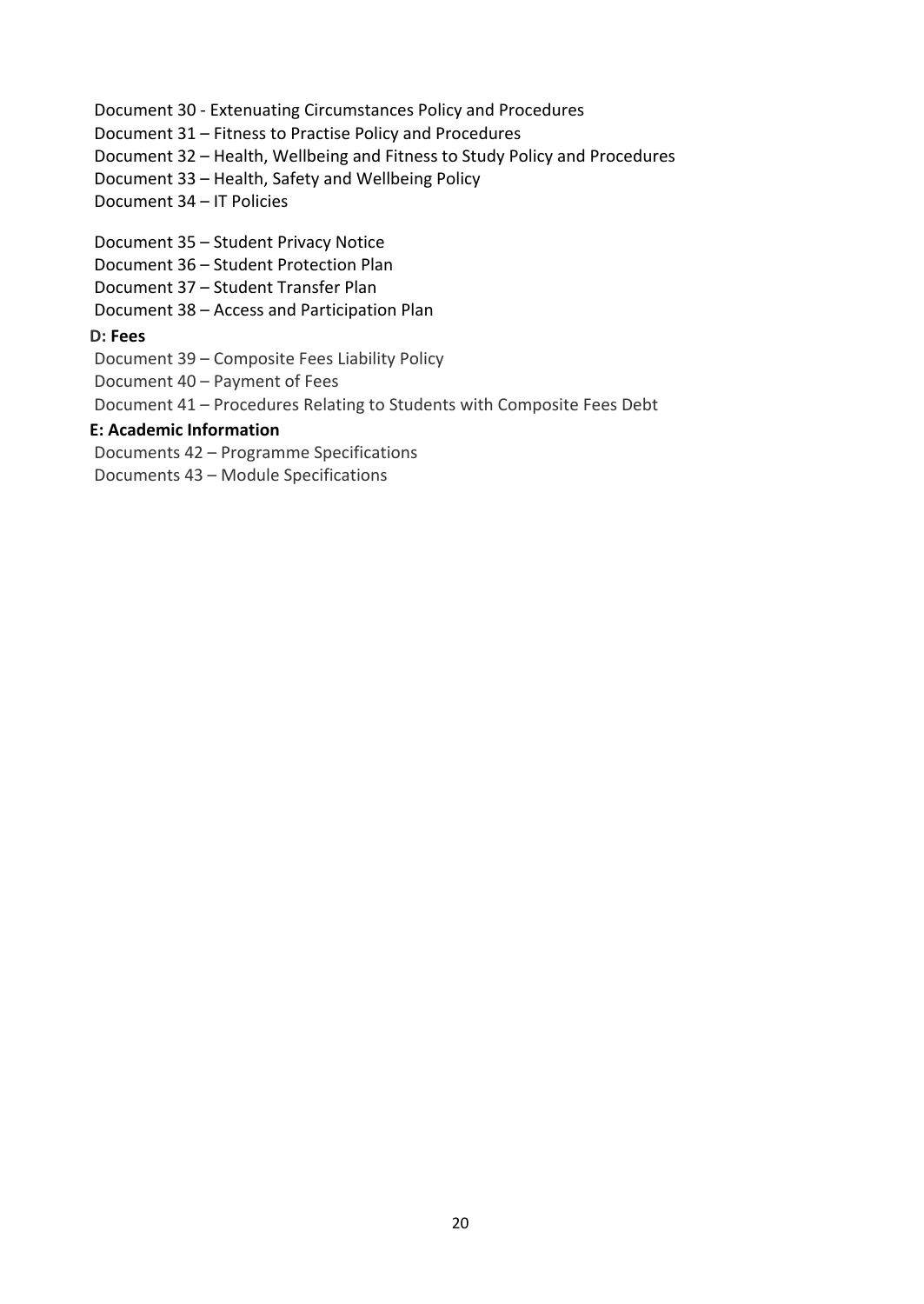Document 30 - Extenuating Circumstances Policy and Procedures
Document 31 – Fitness to Practise Policy and Procedures
Document 32 – Health, Wellbeing and Fitness to Study Policy and Procedures
Document 33 – Health, Safety and Wellbeing Policy
Document 34 – IT Policies

Document 35 – Student Privacy Notice
Document 36 – Student Protection Plan
Document 37 – Student Transfer Plan
Document 38 – Access and Participation Plan

**D: Fees**

Document 39 – Composite Fees Liability Policy
Document 40 – Payment of Fees
Document 41 – Procedures Relating to Students with Composite Fees Debt

**E: Academic Information**

Documents 42 – Programme Specifications
Documents 43 – Module Specifications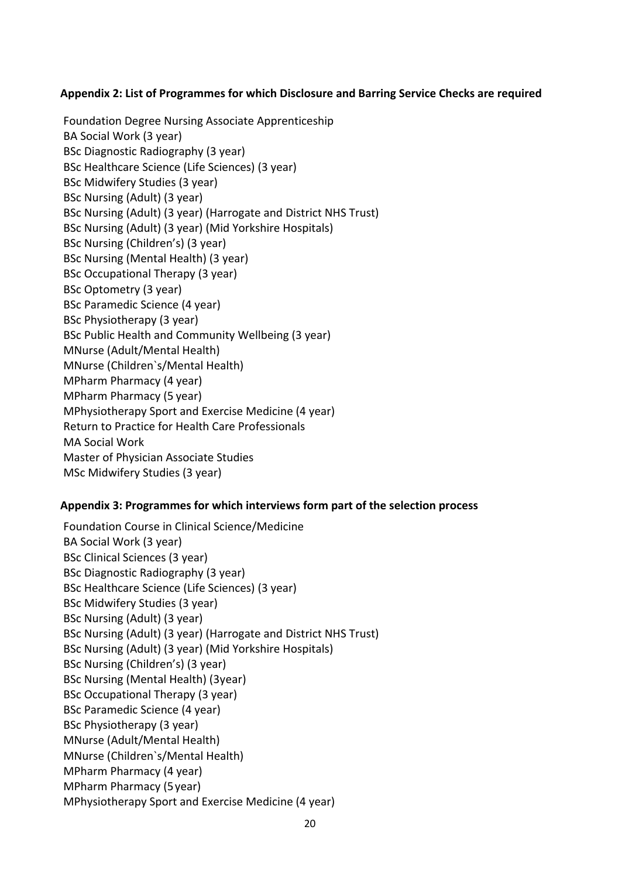## Appendix 2: List of Programmes for which Disclosure and Barring Service Checks are required

Foundation Degree Nursing Associate Apprenticeship
BA Social Work (3 year)
BSc Diagnostic Radiography (3 year)
BSc Healthcare Science (Life Sciences) (3 year)
BSc Midwifery Studies (3 year)
BSc Nursing (Adult) (3 year)
BSc Nursing (Adult) (3 year) (Harrogate and District NHS Trust)
BSc Nursing (Adult) (3 year) (Mid Yorkshire Hospitals)
BSc Nursing (Children's) (3 year)
BSc Nursing (Mental Health) (3 year)
BSc Occupational Therapy (3 year)
BSc Optometry (3 year)
BSc Paramedic Science (4 year)
BSc Physiotherapy (3 year)
BSc Public Health and Community Wellbeing (3 year)
MNurse (Adult/Mental Health)
MNurse (Children`s/Mental Health)
MPharm Pharmacy (4 year)
MPharm Pharmacy (5 year)
MPhysiotherapy Sport and Exercise Medicine (4 year)
Return to Practice for Health Care Professionals
MA Social Work
Master of Physician Associate Studies
MSc Midwifery Studies (3 year)

## Appendix 3: Programmes for which interviews form part of the selection process

Foundation Course in Clinical Science/Medicine
BA Social Work (3 year)
BSc Clinical Sciences (3 year)
BSc Diagnostic Radiography (3 year)
BSc Healthcare Science (Life Sciences) (3 year)
BSc Midwifery Studies (3 year)
BSc Nursing (Adult) (3 year)
BSc Nursing (Adult) (3 year) (Harrogate and District NHS Trust)
BSc Nursing (Adult) (3 year) (Mid Yorkshire Hospitals)
BSc Nursing (Children's) (3 year)
BSc Nursing (Mental Health) (3year)
BSc Occupational Therapy (3 year)
BSc Paramedic Science (4 year)
BSc Physiotherapy (3 year)
MNurse (Adult/Mental Health)
MNurse (Children`s/Mental Health)
MPharm Pharmacy (4 year)
MPharm Pharmacy (5 year)
MPhysiotherapy Sport and Exercise Medicine (4 year)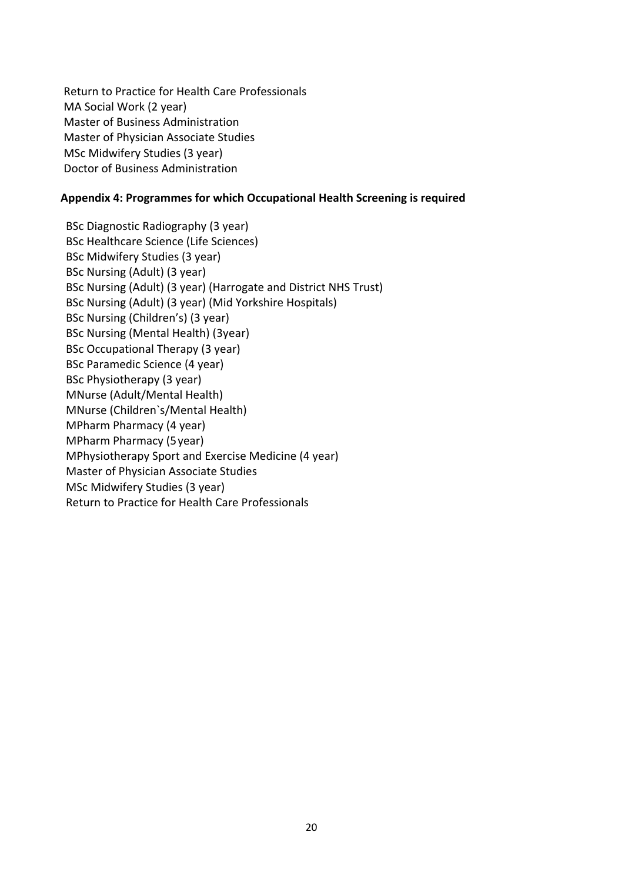Return to Practice for Health Care Professionals
MA Social Work (2 year)
Master of Business Administration
Master of Physician Associate Studies
MSc Midwifery Studies (3 year)
Doctor of Business Administration

**Appendix 4: Programmes for which Occupational Health Screening is required**

BSc Diagnostic Radiography (3 year)
BSc Healthcare Science (Life Sciences)
BSc Midwifery Studies (3 year)
BSc Nursing (Adult) (3 year)
BSc Nursing (Adult) (3 year) (Harrogate and District NHS Trust)
BSc Nursing (Adult) (3 year) (Mid Yorkshire Hospitals)
BSc Nursing (Children's) (3 year)
BSc Nursing (Mental Health) (3year)
BSc Occupational Therapy (3 year)
BSc Paramedic Science (4 year)
BSc Physiotherapy (3 year)
MNurse (Adult/Mental Health)
MNurse (Children`s/Mental Health)
MPharm Pharmacy (4 year)
MPharm Pharmacy (5 year)
MPhysiotherapy Sport and Exercise Medicine (4 year)
Master of Physician Associate Studies
MSc Midwifery Studies (3 year)
Return to Practice for Health Care Professionals